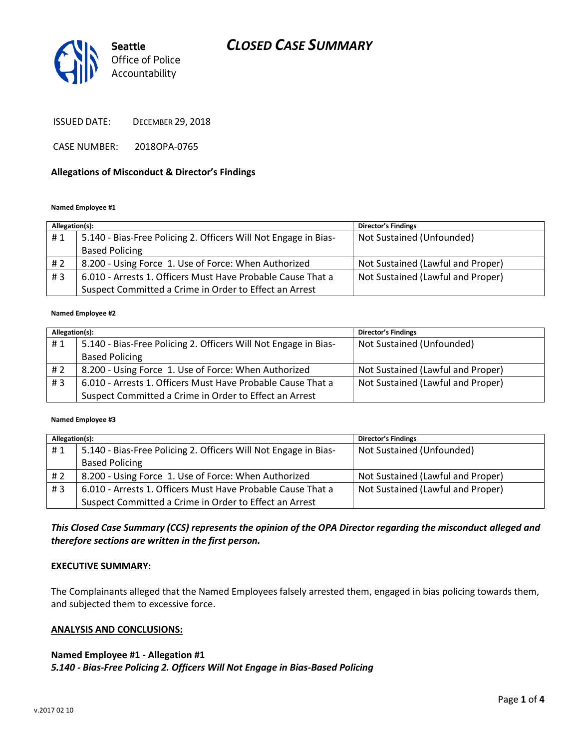# CLOSED CASE SUMMARY

Seattle Office of Police Accountability

ISSUED DATE: DECEMBER 29, 2018

CASE NUMBER: 2018OPA-0765

**Allegations of Misconduct & Director's Findings**

**Named Employee #1**

| Allegation(s): | | Director's Findings |
|---|---|---|
| # 1 | 5.140 - Bias-Free Policing 2. Officers Will Not Engage in Bias-Based Policing | Not Sustained (Unfounded) |
| # 2 | 8.200 - Using Force 1. Use of Force: When Authorized | Not Sustained (Lawful and Proper) |
| # 3 | 6.010 - Arrests 1. Officers Must Have Probable Cause That a Suspect Committed a Crime in Order to Effect an Arrest | Not Sustained (Lawful and Proper) |

**Named Employee #2**

| Allegation(s): | | Director's Findings |
|---|---|---|
| # 1 | 5.140 - Bias-Free Policing 2. Officers Will Not Engage in Bias-Based Policing | Not Sustained (Unfounded) |
| # 2 | 8.200 - Using Force 1. Use of Force: When Authorized | Not Sustained (Lawful and Proper) |
| # 3 | 6.010 - Arrests 1. Officers Must Have Probable Cause That a Suspect Committed a Crime in Order to Effect an Arrest | Not Sustained (Lawful and Proper) |

**Named Employee #3**

| Allegation(s): | | Director's Findings |
|---|---|---|
| # 1 | 5.140 - Bias-Free Policing 2. Officers Will Not Engage in Bias-Based Policing | Not Sustained (Unfounded) |
| # 2 | 8.200 - Using Force 1. Use of Force: When Authorized | Not Sustained (Lawful and Proper) |
| # 3 | 6.010 - Arrests 1. Officers Must Have Probable Cause That a Suspect Committed a Crime in Order to Effect an Arrest | Not Sustained (Lawful and Proper) |

***This Closed Case Summary (CCS) represents the opinion of the OPA Director regarding the misconduct alleged and therefore sections are written in the first person.***

**EXECUTIVE SUMMARY:**

The Complainants alleged that the Named Employees falsely arrested them, engaged in bias policing towards them, and subjected them to excessive force.

**ANALYSIS AND CONCLUSIONS:**

**Named Employee #1 - Allegation #1**
***5.140 - Bias-Free Policing 2. Officers Will Not Engage in Bias-Based Policing***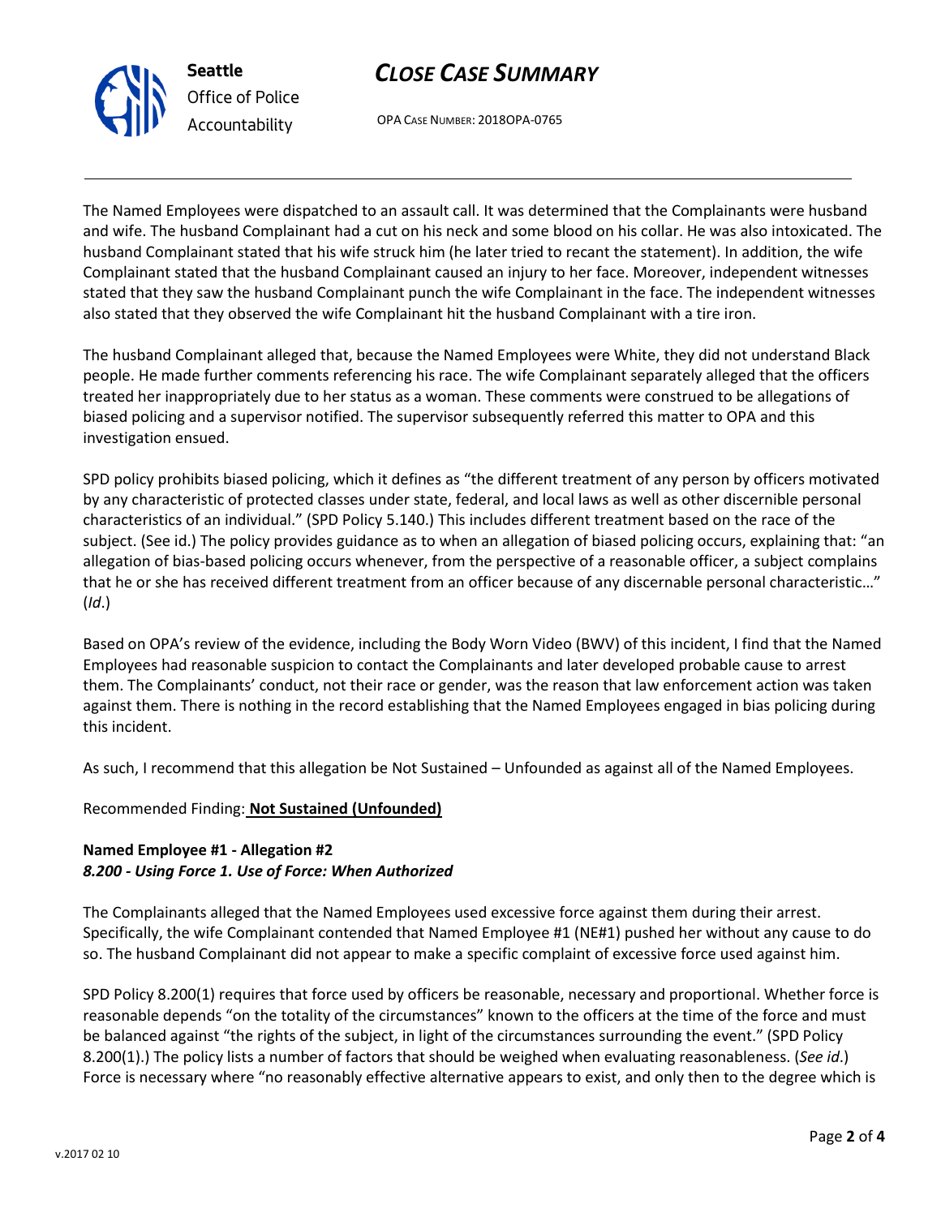The Named Employees were dispatched to an assault call. It was determined that the Complainants were husband and wife. The husband Complainant had a cut on his neck and some blood on his collar. He was also intoxicated. The husband Complainant stated that his wife struck him (he later tried to recant the statement). In addition, the wife Complainant stated that the husband Complainant caused an injury to her face. Moreover, independent witnesses stated that they saw the husband Complainant punch the wife Complainant in the face. The independent witnesses also stated that they observed the wife Complainant hit the husband Complainant with a tire iron.

The husband Complainant alleged that, because the Named Employees were White, they did not understand Black people. He made further comments referencing his race. The wife Complainant separately alleged that the officers treated her inappropriately due to her status as a woman. These comments were construed to be allegations of biased policing and a supervisor notified. The supervisor subsequently referred this matter to OPA and this investigation ensued.

SPD policy prohibits biased policing, which it defines as "the different treatment of any person by officers motivated by any characteristic of protected classes under state, federal, and local laws as well as other discernible personal characteristics of an individual." (SPD Policy 5.140.) This includes different treatment based on the race of the subject. (See id.) The policy provides guidance as to when an allegation of biased policing occurs, explaining that: "an allegation of bias-based policing occurs whenever, from the perspective of a reasonable officer, a subject complains that he or she has received different treatment from an officer because of any discernable personal characteristic…" (*Id*.)

Based on OPA's review of the evidence, including the Body Worn Video (BWV) of this incident, I find that the Named Employees had reasonable suspicion to contact the Complainants and later developed probable cause to arrest them. The Complainants' conduct, not their race or gender, was the reason that law enforcement action was taken against them. There is nothing in the record establishing that the Named Employees engaged in bias policing during this incident.

As such, I recommend that this allegation be Not Sustained – Unfounded as against all of the Named Employees.

Recommended Finding: **Not Sustained (Unfounded)**

**Named Employee #1 - Allegation #2**
***8.200 - Using Force 1. Use of Force: When Authorized***

The Complainants alleged that the Named Employees used excessive force against them during their arrest. Specifically, the wife Complainant contended that Named Employee #1 (NE#1) pushed her without any cause to do so. The husband Complainant did not appear to make a specific complaint of excessive force used against him.

SPD Policy 8.200(1) requires that force used by officers be reasonable, necessary and proportional. Whether force is reasonable depends "on the totality of the circumstances" known to the officers at the time of the force and must be balanced against "the rights of the subject, in light of the circumstances surrounding the event." (SPD Policy 8.200(1).) The policy lists a number of factors that should be weighed when evaluating reasonableness. (*See id.*) Force is necessary where "no reasonably effective alternative appears to exist, and only then to the degree which is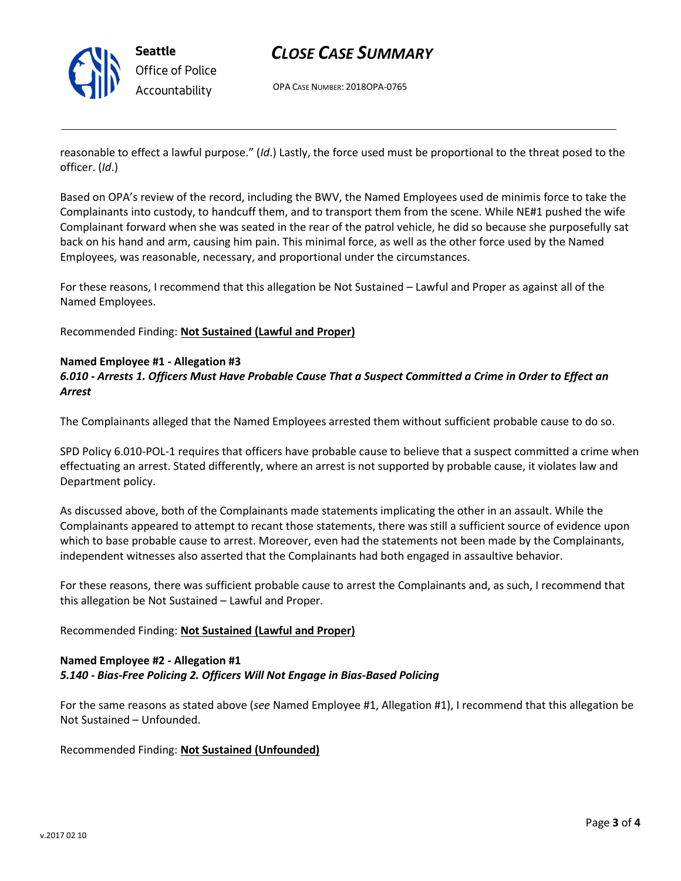reasonable to effect a lawful purpose." (*Id*.) Lastly, the force used must be proportional to the threat posed to the officer. (*Id*.)

Based on OPA's review of the record, including the BWV, the Named Employees used de minimis force to take the Complainants into custody, to handcuff them, and to transport them from the scene. While NE#1 pushed the wife Complainant forward when she was seated in the rear of the patrol vehicle, he did so because she purposefully sat back on his hand and arm, causing him pain. This minimal force, as well as the other force used by the Named Employees, was reasonable, necessary, and proportional under the circumstances.

For these reasons, I recommend that this allegation be Not Sustained – Lawful and Proper as against all of the Named Employees.

Recommended Finding: **Not Sustained (Lawful and Proper)**

**Named Employee #1 - Allegation #3**
***6.010 - Arrests 1. Officers Must Have Probable Cause That a Suspect Committed a Crime in Order to Effect an Arrest***

The Complainants alleged that the Named Employees arrested them without sufficient probable cause to do so.

SPD Policy 6.010-POL-1 requires that officers have probable cause to believe that a suspect committed a crime when effectuating an arrest. Stated differently, where an arrest is not supported by probable cause, it violates law and Department policy.

As discussed above, both of the Complainants made statements implicating the other in an assault. While the Complainants appeared to attempt to recant those statements, there was still a sufficient source of evidence upon which to base probable cause to arrest. Moreover, even had the statements not been made by the Complainants, independent witnesses also asserted that the Complainants had both engaged in assaultive behavior.

For these reasons, there was sufficient probable cause to arrest the Complainants and, as such, I recommend that this allegation be Not Sustained – Lawful and Proper.

Recommended Finding: **Not Sustained (Lawful and Proper)**

**Named Employee #2 - Allegation #1**
***5.140 - Bias-Free Policing 2. Officers Will Not Engage in Bias-Based Policing***

For the same reasons as stated above (*see* Named Employee #1, Allegation #1), I recommend that this allegation be Not Sustained – Unfounded.

Recommended Finding: **Not Sustained (Unfounded)**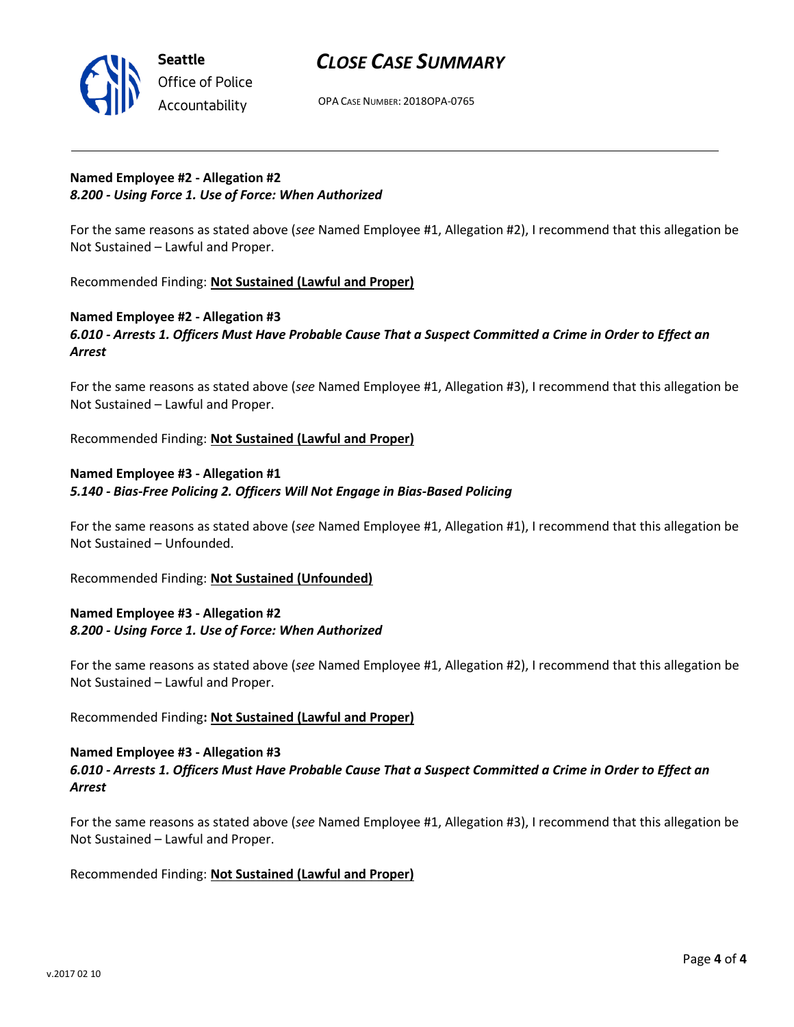**Named Employee #2 - Allegation #2**
***8.200 - Using Force 1. Use of Force: When Authorized***

For the same reasons as stated above (*see* Named Employee #1, Allegation #2), I recommend that this allegation be Not Sustained – Lawful and Proper.

Recommended Finding: **Not Sustained (Lawful and Proper)**

**Named Employee #2 - Allegation #3**
***6.010 - Arrests 1. Officers Must Have Probable Cause That a Suspect Committed a Crime in Order to Effect an Arrest***

For the same reasons as stated above (*see* Named Employee #1, Allegation #3), I recommend that this allegation be Not Sustained – Lawful and Proper.

Recommended Finding: **Not Sustained (Lawful and Proper)**

**Named Employee #3 - Allegation #1**
***5.140 - Bias-Free Policing 2. Officers Will Not Engage in Bias-Based Policing***

For the same reasons as stated above (*see* Named Employee #1, Allegation #1), I recommend that this allegation be Not Sustained – Unfounded.

Recommended Finding: **Not Sustained (Unfounded)**

**Named Employee #3 - Allegation #2**
***8.200 - Using Force 1. Use of Force: When Authorized***

For the same reasons as stated above (*see* Named Employee #1, Allegation #2), I recommend that this allegation be Not Sustained – Lawful and Proper.

Recommended Finding**: Not Sustained (Lawful and Proper)**

**Named Employee #3 - Allegation #3**
***6.010 - Arrests 1. Officers Must Have Probable Cause That a Suspect Committed a Crime in Order to Effect an Arrest***

For the same reasons as stated above (*see* Named Employee #1, Allegation #3), I recommend that this allegation be Not Sustained – Lawful and Proper.

Recommended Finding: **Not Sustained (Lawful and Proper)**